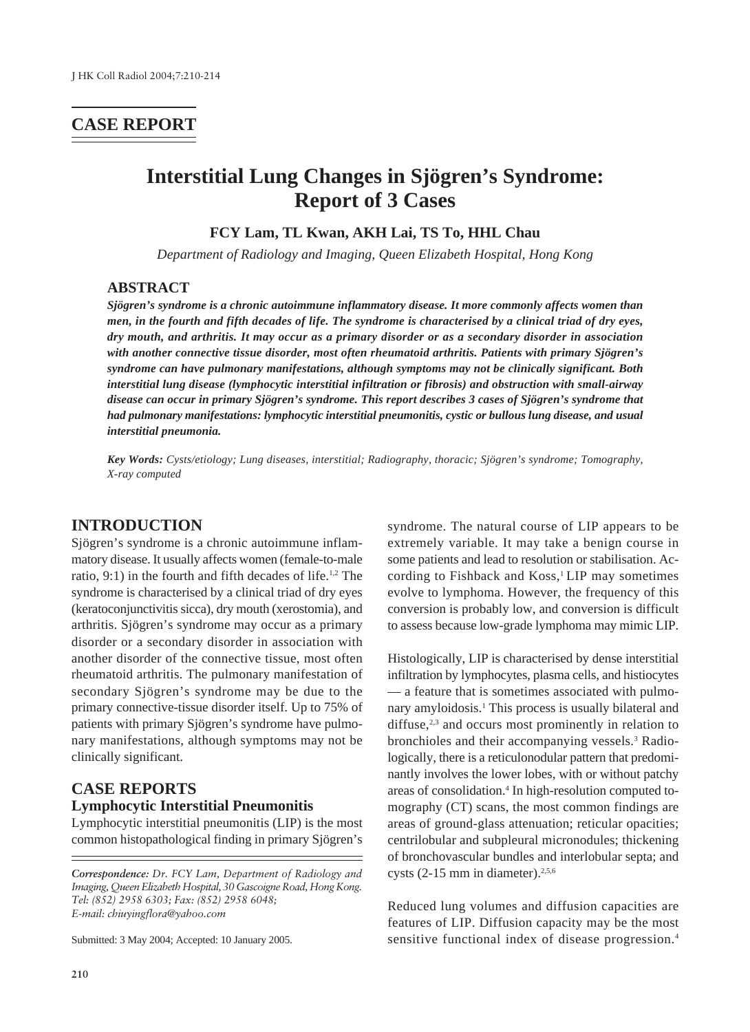## CASE REPORT

# Interstitial Lung Changes in Sjögren's Syndrome: Report of 3 Cases

**FCY Lam, TL Kwan, AKH Lai, TS To, HHL Chau**

*Department of Radiology and Imaging, Queen Elizabeth Hospital, Hong Kong*

## ABSTRACT

***Sjögren's syndrome is a chronic autoimmune inflammatory disease. It more commonly affects women than men, in the fourth and fifth decades of life. The syndrome is characterised by a clinical triad of dry eyes, dry mouth, and arthritis. It may occur as a primary disorder or as a secondary disorder in association with another connective tissue disorder, most often rheumatoid arthritis. Patients with primary Sjögren's syndrome can have pulmonary manifestations, although symptoms may not be clinically significant. Both interstitial lung disease (lymphocytic interstitial infiltration or fibrosis) and obstruction with small-airway disease can occur in primary Sjögren's syndrome. This report describes 3 cases of Sjögren's syndrome that had pulmonary manifestations: lymphocytic interstitial pneumonitis, cystic or bullous lung disease, and usual interstitial pneumonia.***

***Key Words:*** *Cysts/etiology; Lung diseases, interstitial; Radiography, thoracic; Sjögren's syndrome; Tomography, X-ray computed*

## INTRODUCTION

Sjögren's syndrome is a chronic autoimmune inflammatory disease. It usually affects women (female-to-male ratio, 9:1) in the fourth and fifth decades of life.[1,2] The syndrome is characterised by a clinical triad of dry eyes (keratoconjunctivitis sicca), dry mouth (xerostomia), and arthritis. Sjögren's syndrome may occur as a primary disorder or a secondary disorder in association with another disorder of the connective tissue, most often rheumatoid arthritis. The pulmonary manifestation of secondary Sjögren's syndrome may be due to the primary connective-tissue disorder itself. Up to 75% of patients with primary Sjögren's syndrome have pulmonary manifestations, although symptoms may not be clinically significant.

## CASE REPORTS

### Lymphocytic Interstitial Pneumonitis

Lymphocytic interstitial pneumonitis (LIP) is the most common histopathological finding in primary Sjögren's syndrome. The natural course of LIP appears to be extremely variable. It may take a benign course in some patients and lead to resolution or stabilisation. According to Fishback and Koss,[1] LIP may sometimes evolve to lymphoma. However, the frequency of this conversion is probably low, and conversion is difficult to assess because low-grade lymphoma may mimic LIP.

Histologically, LIP is characterised by dense interstitial infiltration by lymphocytes, plasma cells, and histiocytes — a feature that is sometimes associated with pulmonary amyloidosis.[1] This process is usually bilateral and diffuse,[2,3] and occurs most prominently in relation to bronchioles and their accompanying vessels.[3] Radiologically, there is a reticulonodular pattern that predominantly involves the lower lobes, with or without patchy areas of consolidation.[4] In high-resolution computed tomography (CT) scans, the most common findings are areas of ground-glass attenuation; reticular opacities; centrilobular and subpleural micronodules; thickening of bronchovascular bundles and interlobular septa; and cysts (2-15 mm in diameter).[2,5,6]

Reduced lung volumes and diffusion capacities are features of LIP. Diffusion capacity may be the most sensitive functional index of disease progression.[4]

*Correspondence: Dr. FCY Lam, Department of Radiology and Imaging, Queen Elizabeth Hospital, 30 Gascoigne Road, Hong Kong. Tel: (852) 2958 6303; Fax: (852) 2958 6048; E-mail: chiuyingflora@yahoo.com*

Submitted: 3 May 2004; Accepted: 10 January 2005.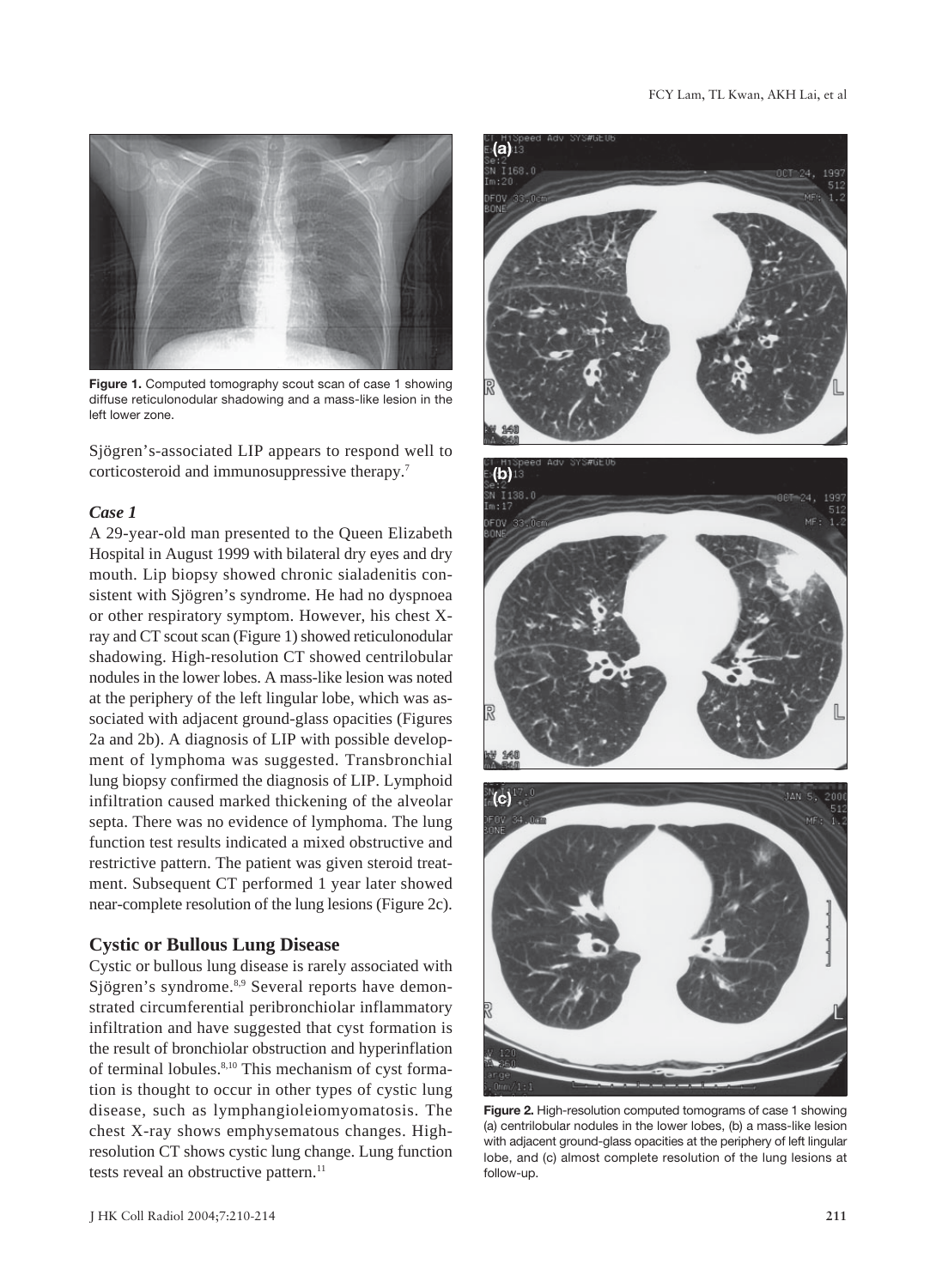Figure 1. Computed tomography scout scan of case 1 showing diffuse reticulonodular shadowing and a mass-like lesion in the left lower zone.

Sjögren's-associated LIP appears to respond well to corticosteroid and immunosuppressive therapy.[7]

### *Case 1*

A 29-year-old man presented to the Queen Elizabeth Hospital in August 1999 with bilateral dry eyes and dry mouth. Lip biopsy showed chronic sialadenitis consistent with Sjögren's syndrome. He had no dyspnoea or other respiratory symptom. However, his chest X-ray and CT scout scan (Figure 1) showed reticulonodular shadowing. High-resolution CT showed centrilobular nodules in the lower lobes. A mass-like lesion was noted at the periphery of the left lingular lobe, which was associated with adjacent ground-glass opacities (Figures 2a and 2b). A diagnosis of LIP with possible development of lymphoma was suggested. Transbronchial lung biopsy confirmed the diagnosis of LIP. Lymphoid infiltration caused marked thickening of the alveolar septa. There was no evidence of lymphoma. The lung function test results indicated a mixed obstructive and restrictive pattern. The patient was given steroid treatment. Subsequent CT performed 1 year later showed near-complete resolution of the lung lesions (Figure 2c).

## Cystic or Bullous Lung Disease

Cystic or bullous lung disease is rarely associated with Sjögren's syndrome.[8,9] Several reports have demonstrated circumferential peribronchiolar inflammatory infiltration and have suggested that cyst formation is the result of bronchiolar obstruction and hyperinflation of terminal lobules.[8,10] This mechanism of cyst formation is thought to occur in other types of cystic lung disease, such as lymphangioleiomyomatosis. The chest X-ray shows emphysematous changes. High-resolution CT shows cystic lung change. Lung function tests reveal an obstructive pattern.[11]

Figure 2. High-resolution computed tomograms of case 1 showing (a) centrilobular nodules in the lower lobes, (b) a mass-like lesion with adjacent ground-glass opacities at the periphery of left lingular lobe, and (c) almost complete resolution of the lung lesions at follow-up.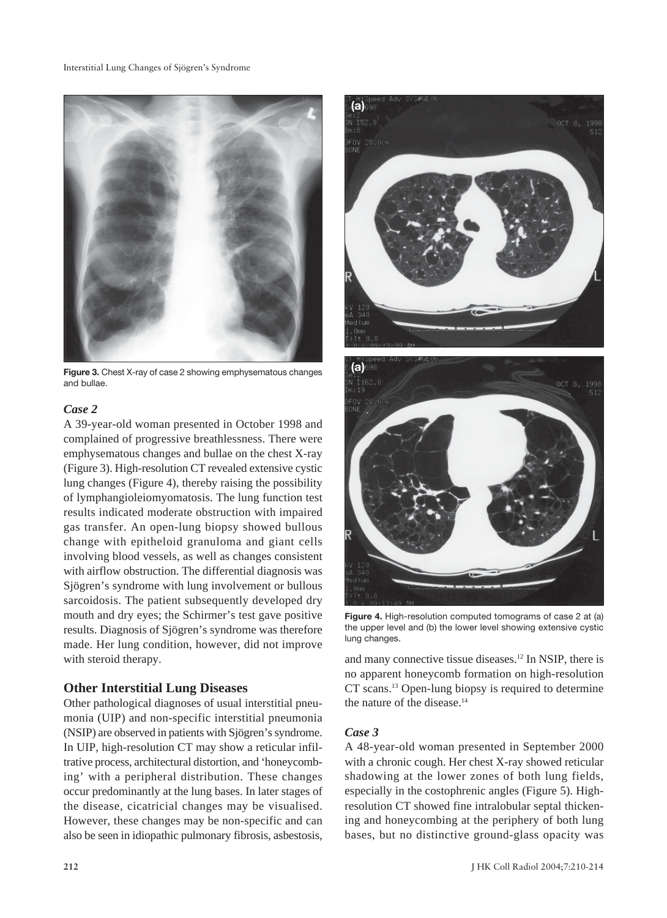Figure 3. Chest X-ray of case 2 showing emphysematous changes and bullae.

### *Case 2*

A 39-year-old woman presented in October 1998 and complained of progressive breathlessness. There were emphysematous changes and bullae on the chest X-ray (Figure 3). High-resolution CT revealed extensive cystic lung changes (Figure 4), thereby raising the possibility of lymphangioleiomyomatosis. The lung function test results indicated moderate obstruction with impaired gas transfer. An open-lung biopsy showed bullous change with epitheloid granuloma and giant cells involving blood vessels, as well as changes consistent with airflow obstruction. The differential diagnosis was Sjögren's syndrome with lung involvement or bullous sarcoidosis. The patient subsequently developed dry mouth and dry eyes; the Schirmer's test gave positive results. Diagnosis of Sjögren's syndrome was therefore made. Her lung condition, however, did not improve with steroid therapy.

## Other Interstitial Lung Diseases

Other pathological diagnoses of usual interstitial pneumonia (UIP) and non-specific interstitial pneumonia (NSIP) are observed in patients with Sjögren's syndrome. In UIP, high-resolution CT may show a reticular infiltrative process, architectural distortion, and 'honeycombing' with a peripheral distribution. These changes occur predominantly at the lung bases. In later stages of the disease, cicatricial changes may be visualised. However, these changes may be non-specific and can also be seen in idiopathic pulmonary fibrosis, asbestosis, and many connective tissue diseases.[12] In NSIP, there is no apparent honeycomb formation on high-resolution CT scans.[13] Open-lung biopsy is required to determine the nature of the disease.[14]

Figure 4. High-resolution computed tomograms of case 2 at (a) the upper level and (b) the lower level showing extensive cystic lung changes.

### *Case 3*

A 48-year-old woman presented in September 2000 with a chronic cough. Her chest X-ray showed reticular shadowing at the lower zones of both lung fields, especially in the costophrenic angles (Figure 5). High-resolution CT showed fine intralobular septal thickening and honeycombing at the periphery of both lung bases, but no distinctive ground-glass opacity was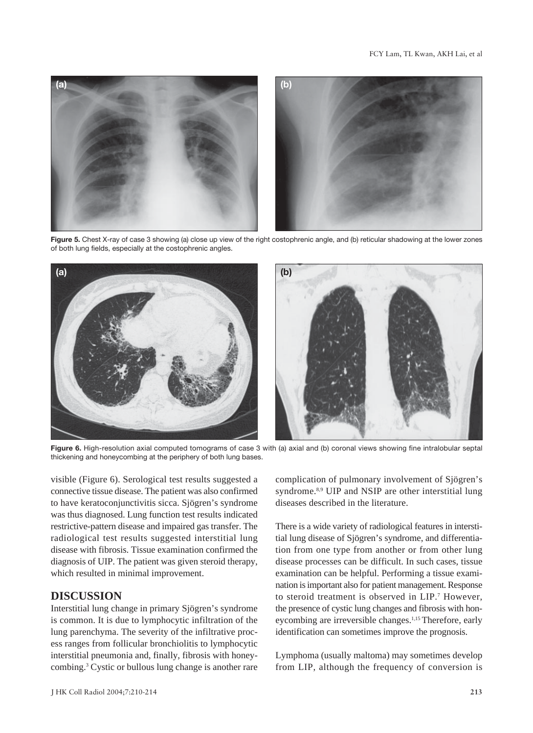**Figure 5.** Chest X-ray of case 3 showing (a) close up view of the right costophrenic angle, and (b) reticular shadowing at the lower zones of both lung fields, especially at the costophrenic angles.

**Figure 6.** High-resolution axial computed tomograms of case 3 with (a) axial and (b) coronal views showing fine intralobular septal thickening and honeycombing at the periphery of both lung bases.

visible (Figure 6). Serological test results suggested a connective tissue disease. The patient was also confirmed to have keratoconjunctivitis sicca. Sjögren's syndrome was thus diagnosed. Lung function test results indicated restrictive-pattern disease and impaired gas transfer. The radiological test results suggested interstitial lung disease with fibrosis. Tissue examination confirmed the diagnosis of UIP. The patient was given steroid therapy, which resulted in minimal improvement.

## DISCUSSION

Interstitial lung change in primary Sjögren's syndrome is common. It is due to lymphocytic infiltration of the lung parenchyma. The severity of the infiltrative process ranges from follicular bronchiolitis to lymphocytic interstitial pneumonia and, finally, fibrosis with honeycombing.[3] Cystic or bullous lung change is another rare complication of pulmonary involvement of Sjögren's syndrome.[8,9] UIP and NSIP are other interstitial lung diseases described in the literature.

There is a wide variety of radiological features in interstitial lung disease of Sjögren's syndrome, and differentiation from one type from another or from other lung disease processes can be difficult. In such cases, tissue examination can be helpful. Performing a tissue examination is important also for patient management. Response to steroid treatment is observed in LIP.[7] However, the presence of cystic lung changes and fibrosis with honeycombing are irreversible changes.[1,15] Therefore, early identification can sometimes improve the prognosis.

Lymphoma (usually maltoma) may sometimes develop from LIP, although the frequency of conversion is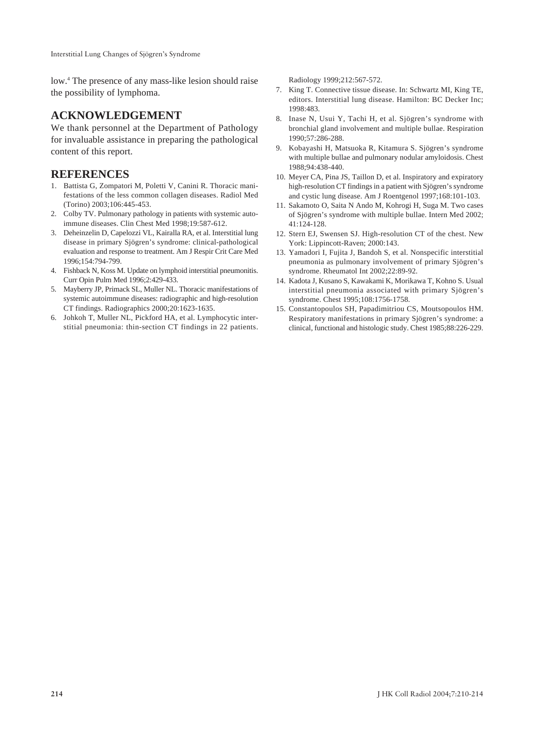low.[4] The presence of any mass-like lesion should raise the possibility of lymphoma.

## ACKNOWLEDGEMENT

We thank personnel at the Department of Pathology for invaluable assistance in preparing the pathological content of this report.

## REFERENCES

1. Battista G, Zompatori M, Poletti V, Canini R. Thoracic manifestations of the less common collagen diseases. Radiol Med (Torino) 2003;106:445-453.
2. Colby TV. Pulmonary pathology in patients with systemic autoimmune diseases. Clin Chest Med 1998;19:587-612.
3. Deheinzelin D, Capelozzi VL, Kairalla RA, et al. Interstitial lung disease in primary Sjögren's syndrome: clinical-pathological evaluation and response to treatment. Am J Respir Crit Care Med 1996;154:794-799.
4. Fishback N, Koss M. Update on lymphoid interstitial pneumonitis. Curr Opin Pulm Med 1996;2:429-433.
5. Mayberry JP, Primack SL, Muller NL. Thoracic manifestations of systemic autoimmune diseases: radiographic and high-resolution CT findings. Radiographics 2000;20:1623-1635.
6. Johkoh T, Muller NL, Pickford HA, et al. Lymphocytic interstitial pneumonia: thin-section CT findings in 22 patients. Radiology 1999;212:567-572.
7. King T. Connective tissue disease. In: Schwartz MI, King TE, editors. Interstitial lung disease. Hamilton: BC Decker Inc; 1998:483.
8. Inase N, Usui Y, Tachi H, et al. Sjögren's syndrome with bronchial gland involvement and multiple bullae. Respiration 1990;57:286-288.
9. Kobayashi H, Matsuoka R, Kitamura S. Sjögren's syndrome with multiple bullae and pulmonary nodular amyloidosis. Chest 1988;94:438-440.
10. Meyer CA, Pina JS, Taillon D, et al. Inspiratory and expiratory high-resolution CT findings in a patient with Sjögren's syndrome and cystic lung disease. Am J Roentgenol 1997;168:101-103.
11. Sakamoto O, Saita N Ando M, Kohrogi H, Suga M. Two cases of Sjögren's syndrome with multiple bullae. Intern Med 2002; 41:124-128.
12. Stern EJ, Swensen SJ. High-resolution CT of the chest. New York: Lippincott-Raven; 2000:143.
13. Yamadori I, Fujita J, Bandoh S, et al. Nonspecific interstitial pneumonia as pulmonary involvement of primary Sjögren's syndrome. Rheumatol Int 2002;22:89-92.
14. Kadota J, Kusano S, Kawakami K, Morikawa T, Kohno S. Usual interstitial pneumonia associated with primary Sjögren's syndrome. Chest 1995;108:1756-1758.
15. Constantopoulos SH, Papadimitriou CS, Moutsopoulos HM. Respiratory manifestations in primary Sjögren's syndrome: a clinical, functional and histologic study. Chest 1985;88:226-229.